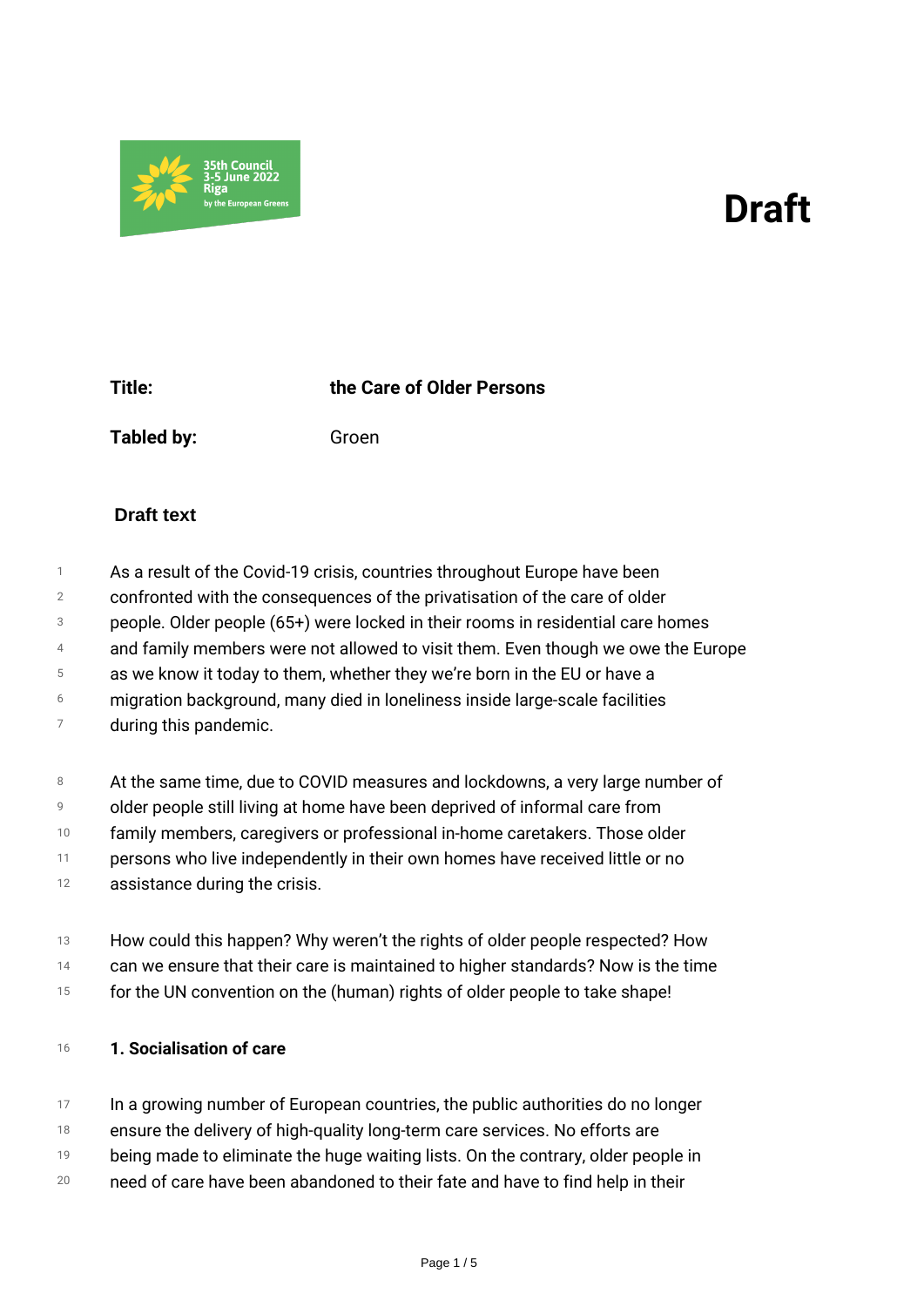# Draft

**Title:** the Care of Older Persons

**Tabled by:** Groen

## Draft text

As a result of the Covid-19 crisis, countries throughout Europe have been confronted with the consequences of the privatisation of the care of older people. Older people (65+) were locked in their rooms in residential care homes and family members were not allowed to visit them. Even though we owe the Europe as we know it today to them, whether they we're born in the EU or have a migration background, many died in loneliness inside large-scale facilities during this pandemic.

At the same time, due to COVID measures and lockdowns, a very large number of older people still living at home have been deprived of informal care from family members, caregivers or professional in-home caretakers. Those older persons who live independently in their own homes have received little or no assistance during the crisis.

How could this happen? Why weren't the rights of older people respected? How can we ensure that their care is maintained to higher standards? Now is the time for the UN convention on the (human) rights of older people to take shape!

### 1. Socialisation of care

In a growing number of European countries, the public authorities do no longer ensure the delivery of high-quality long-term care services. No efforts are being made to eliminate the huge waiting lists. On the contrary, older people in need of care have been abandoned to their fate and have to find help in their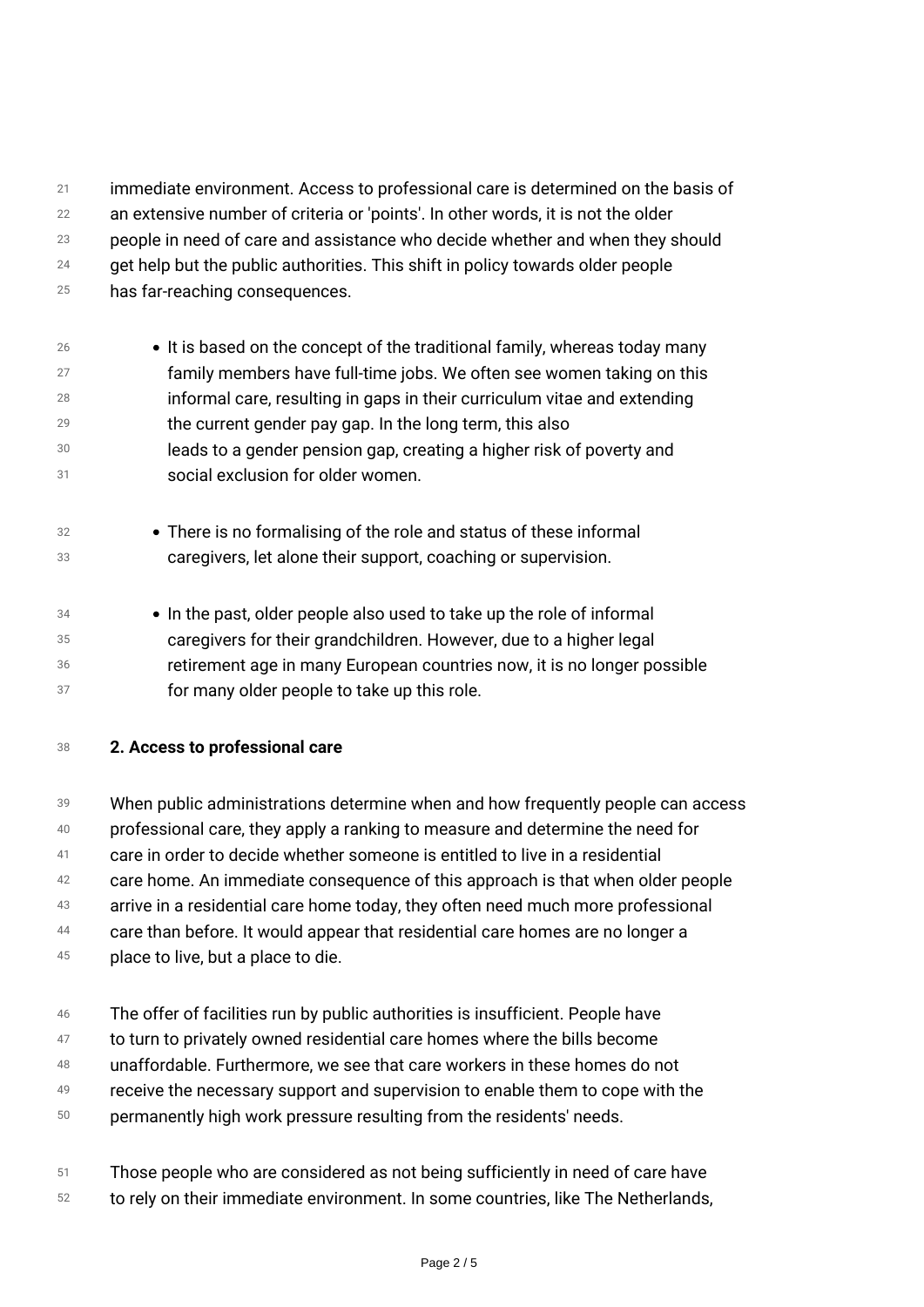immediate environment. Access to professional care is determined on the basis of an extensive number of criteria or 'points'. In other words, it is not the older people in need of care and assistance who decide whether and when they should get help but the public authorities. This shift in policy towards older people has far-reaching consequences.

- It is based on the concept of the traditional family, whereas today many family members have full-time jobs. We often see women taking on this informal care, resulting in gaps in their curriculum vitae and extending the current gender pay gap. In the long term, this also leads to a gender pension gap, creating a higher risk of poverty and social exclusion for older women.

- There is no formalising of the role and status of these informal caregivers, let alone their support, coaching or supervision.

- In the past, older people also used to take up the role of informal caregivers for their grandchildren. However, due to a higher legal retirement age in many European countries now, it is no longer possible for many older people to take up this role.

**2. Access to professional care**

When public administrations determine when and how frequently people can access professional care, they apply a ranking to measure and determine the need for care in order to decide whether someone is entitled to live in a residential care home. An immediate consequence of this approach is that when older people arrive in a residential care home today, they often need much more professional care than before. It would appear that residential care homes are no longer a place to live, but a place to die.

The offer of facilities run by public authorities is insufficient. People have to turn to privately owned residential care homes where the bills become unaffordable. Furthermore, we see that care workers in these homes do not receive the necessary support and supervision to enable them to cope with the permanently high work pressure resulting from the residents' needs.

Those people who are considered as not being sufficiently in need of care have to rely on their immediate environment. In some countries, like The Netherlands,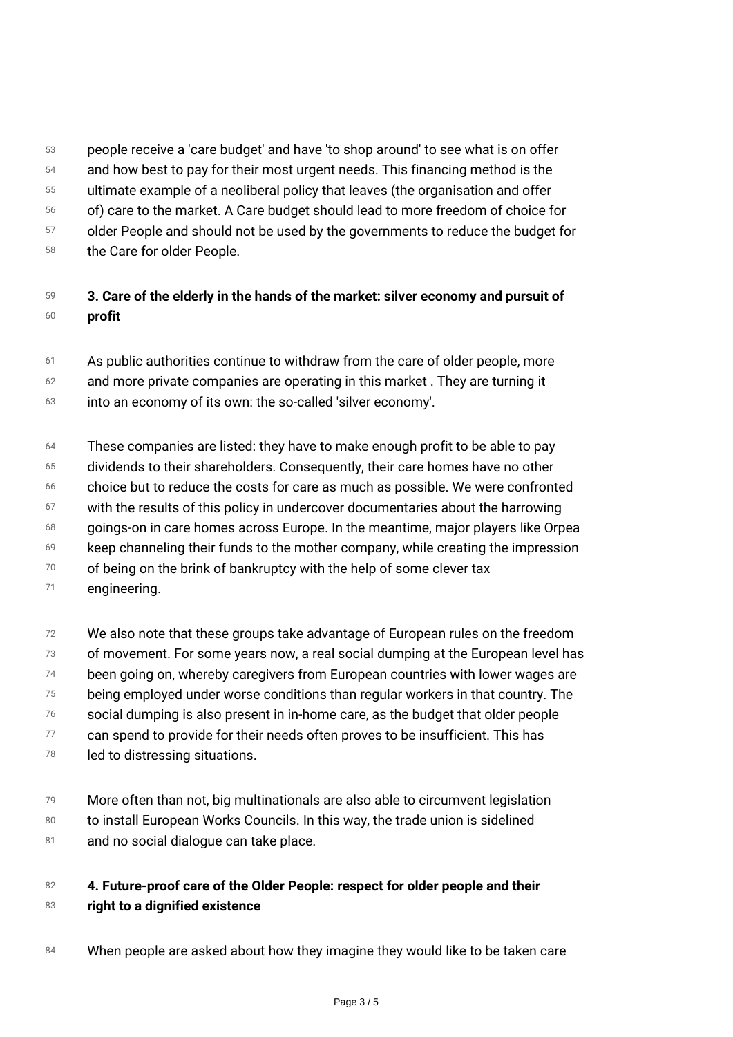people receive a 'care budget' and have 'to shop around' to see what is on offer and how best to pay for their most urgent needs. This financing method is the ultimate example of a neoliberal policy that leaves (the organisation and offer of) care to the market. A Care budget should lead to more freedom of choice for older People and should not be used by the governments to reduce the budget for the Care for older People.

## 3. Care of the elderly in the hands of the market: silver economy and pursuit of profit

As public authorities continue to withdraw from the care of older people, more and more private companies are operating in this market . They are turning it into an economy of its own: the so-called 'silver economy'.

These companies are listed: they have to make enough profit to be able to pay dividends to their shareholders. Consequently, their care homes have no other choice but to reduce the costs for care as much as possible. We were confronted with the results of this policy in undercover documentaries about the harrowing goings-on in care homes across Europe. In the meantime, major players like Orpea keep channeling their funds to the mother company, while creating the impression of being on the brink of bankruptcy with the help of some clever tax engineering.

We also note that these groups take advantage of European rules on the freedom of movement. For some years now, a real social dumping at the European level has been going on, whereby caregivers from European countries with lower wages are being employed under worse conditions than regular workers in that country. The social dumping is also present in in-home care, as the budget that older people can spend to provide for their needs often proves to be insufficient. This has led to distressing situations.

More often than not, big multinationals are also able to circumvent legislation to install European Works Councils. In this way, the trade union is sidelined and no social dialogue can take place.

## 4. Future-proof care of the Older People: respect for older people and their right to a dignified existence

When people are asked about how they imagine they would like to be taken care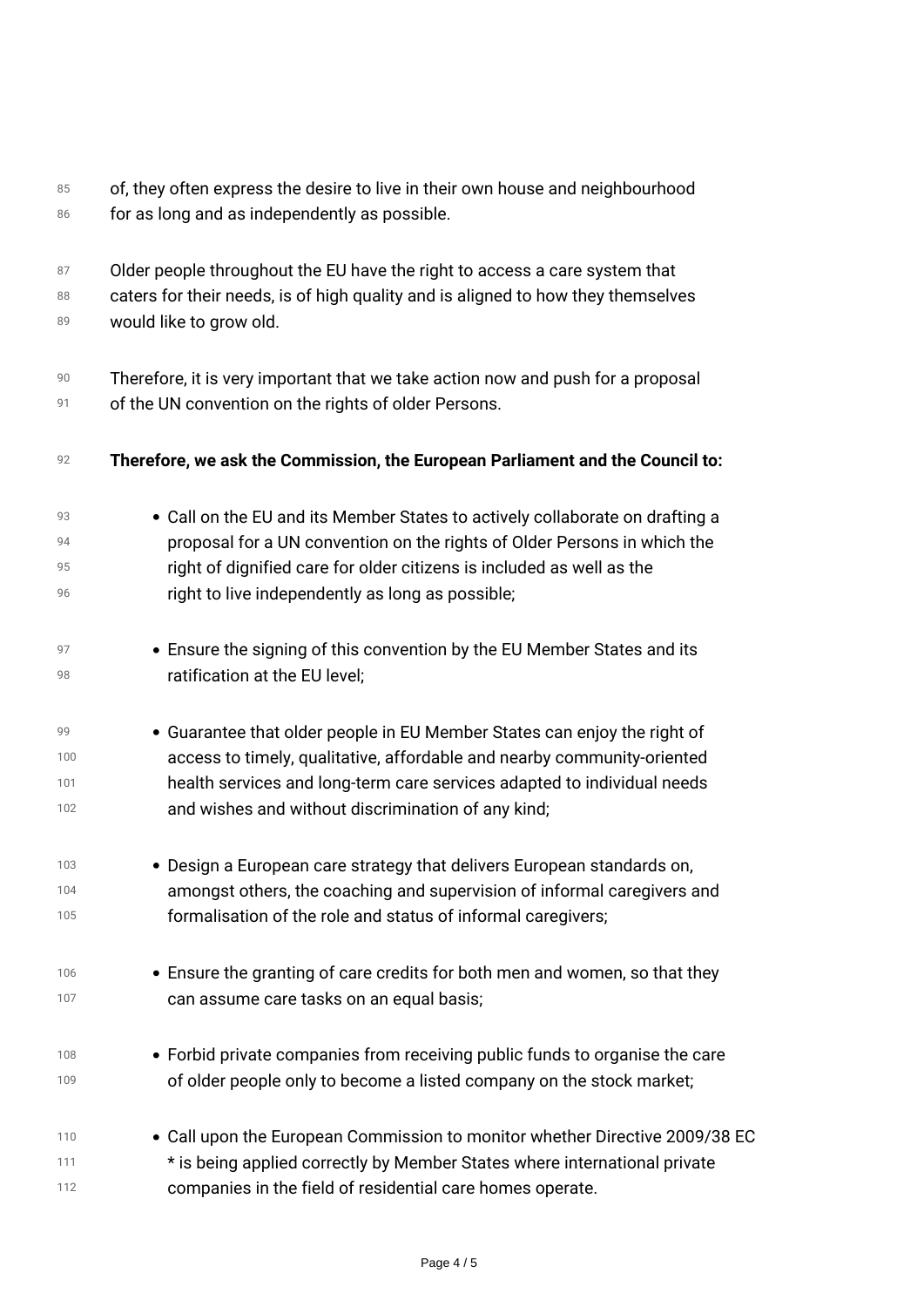of, they often express the desire to live in their own house and neighbourhood for as long and as independently as possible.

Older people throughout the EU have the right to access a care system that caters for their needs, is of high quality and is aligned to how they themselves would like to grow old.

Therefore, it is very important that we take action now and push for a proposal of the UN convention on the rights of older Persons.

**Therefore, we ask the Commission, the European Parliament and the Council to:**

- Call on the EU and its Member States to actively collaborate on drafting a proposal for a UN convention on the rights of Older Persons in which the right of dignified care for older citizens is included as well as the right to live independently as long as possible;

- Ensure the signing of this convention by the EU Member States and its ratification at the EU level;

- Guarantee that older people in EU Member States can enjoy the right of access to timely, qualitative, affordable and nearby community-oriented health services and long-term care services adapted to individual needs and wishes and without discrimination of any kind;

- Design a European care strategy that delivers European standards on, amongst others, the coaching and supervision of informal caregivers and formalisation of the role and status of informal caregivers;

- Ensure the granting of care credits for both men and women, so that they can assume care tasks on an equal basis;

- Forbid private companies from receiving public funds to organise the care of older people only to become a listed company on the stock market;

- Call upon the European Commission to monitor whether Directive 2009/38 EC * is being applied correctly by Member States where international private companies in the field of residential care homes operate.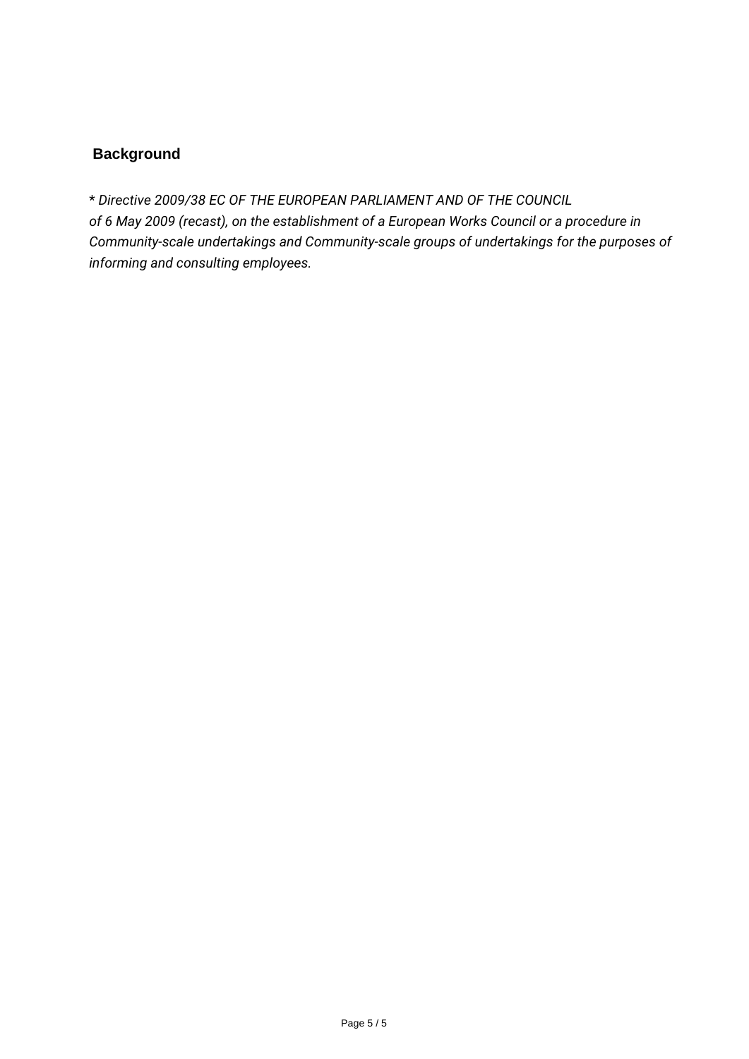## Background

* *Directive 2009/38 EC OF THE EUROPEAN PARLIAMENT AND OF THE COUNCIL of 6 May 2009 (recast), on the establishment of a European Works Council or a procedure in Community-scale undertakings and Community-scale groups of undertakings for the purposes of informing and consulting employees.*